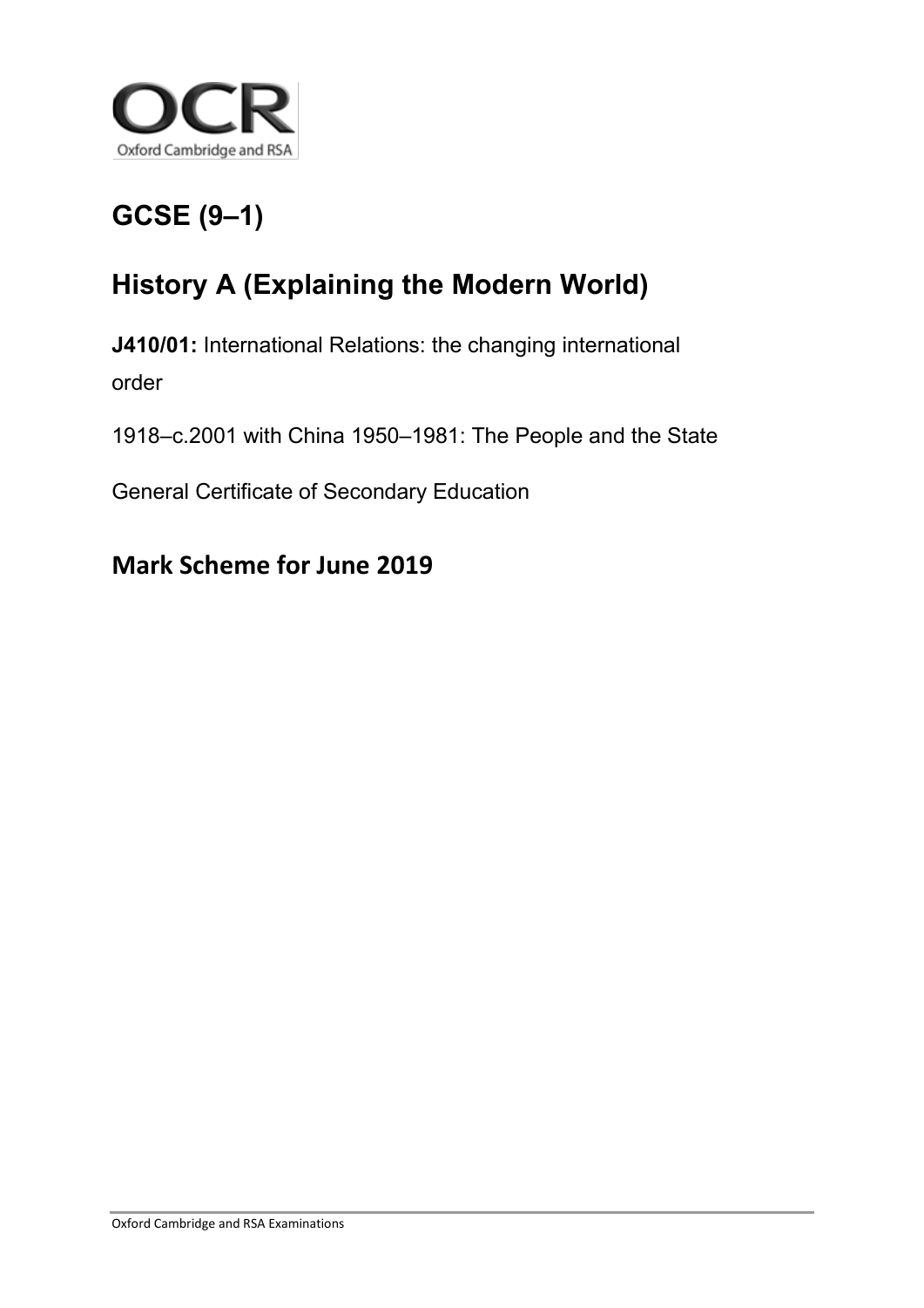OCR

Oxford Cambridge and RSA

# GCSE (9–1)

# History A (Explaining the Modern World)

**J410/01:** International Relations: the changing international order

1918–c.2001 with China 1950–1981: The People and the State

General Certificate of Secondary Education

## Mark Scheme for June 2019

Oxford Cambridge and RSA Examinations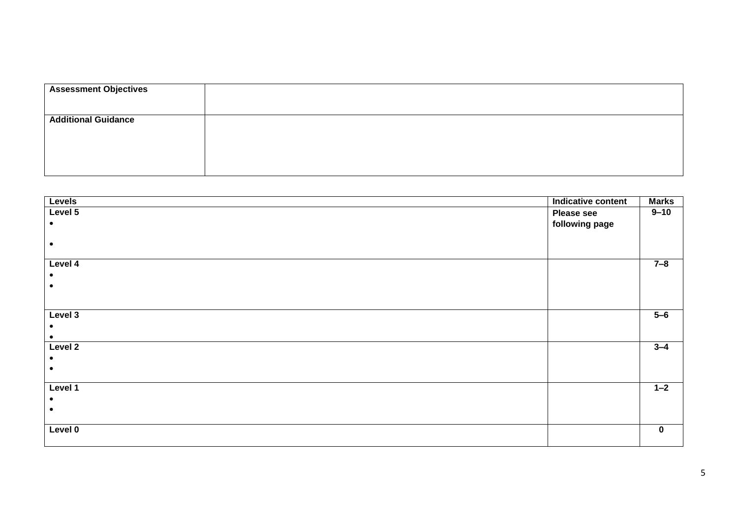| Assessment Objectives | |
| --- | --- |
| Additional Guidance | |

| Levels | Indicative content | Marks |
| --- | --- | --- |
| **Level 5**<br>•<br>• | **Please see following page** | **9–10** |
| **Level 4**<br>•<br>• | | **7–8** |
| **Level 3**<br>•<br>• | | **5–6** |
| **Level 2**<br>•<br>• | | **3–4** |
| **Level 1**<br>•<br>• | | **1–2** |
| **Level 0** | | **0** |